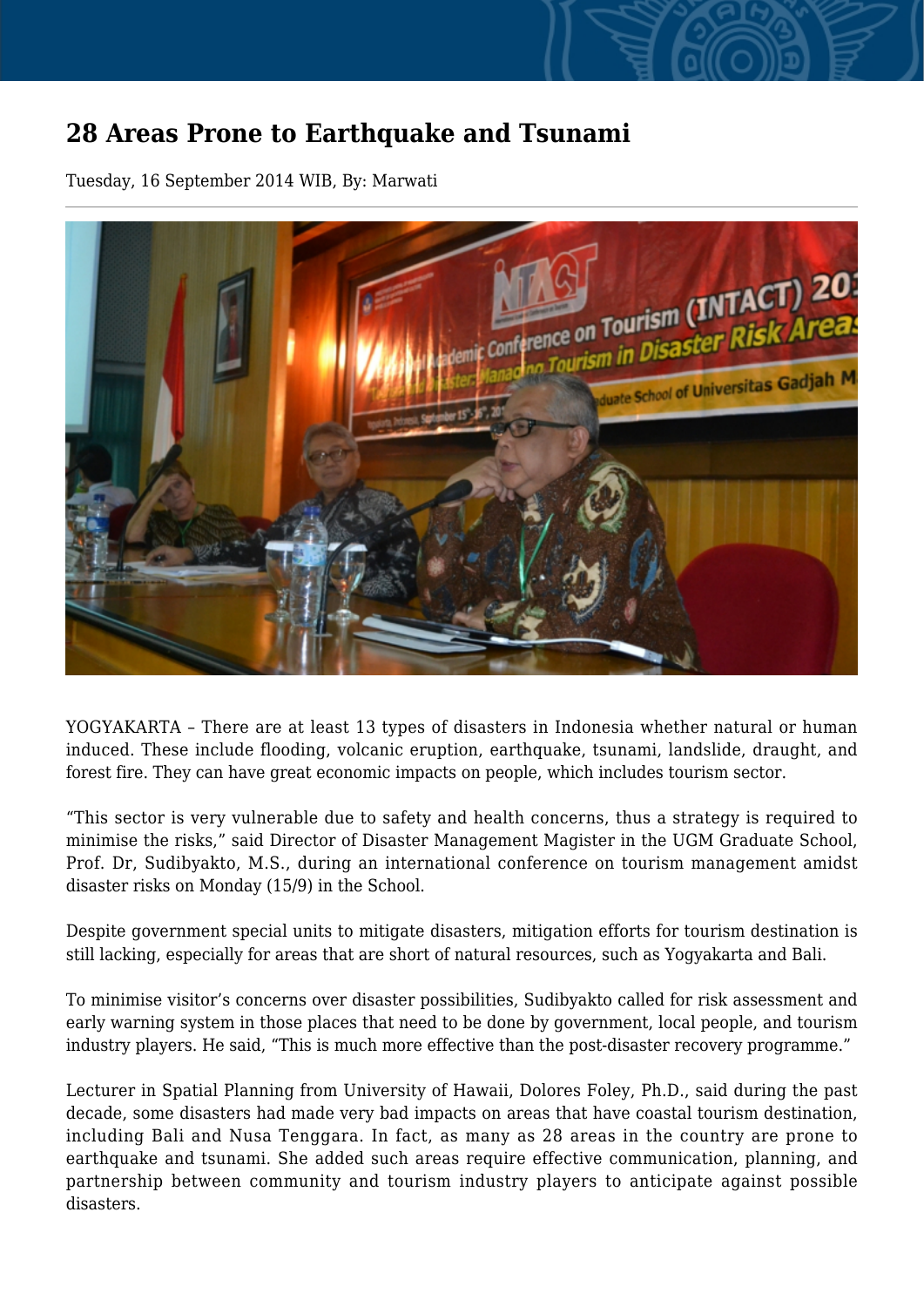# 28 Areas Prone to Earthquake and Tsunami

Tuesday, 16 September 2014 WIB, By: Marwati

YOGYAKARTA – There are at least 13 types of disasters in Indonesia whether natural or human induced. These include flooding, volcanic eruption, earthquake, tsunami, landslide, draught, and forest fire. They can have great economic impacts on people, which includes tourism sector.

“This sector is very vulnerable due to safety and health concerns, thus a strategy is required to minimise the risks,” said Director of Disaster Management Magister in the UGM Graduate School, Prof. Dr, Sudibyakto, M.S., during an international conference on tourism management amidst disaster risks on Monday (15/9) in the School.

Despite government special units to mitigate disasters, mitigation efforts for tourism destination is still lacking, especially for areas that are short of natural resources, such as Yogyakarta and Bali.

To minimise visitor’s concerns over disaster possibilities, Sudibyakto called for risk assessment and early warning system in those places that need to be done by government, local people, and tourism industry players. He said, “This is much more effective than the post-disaster recovery programme.”

Lecturer in Spatial Planning from University of Hawaii, Dolores Foley, Ph.D., said during the past decade, some disasters had made very bad impacts on areas that have coastal tourism destination, including Bali and Nusa Tenggara. In fact, as many as 28 areas in the country are prone to earthquake and tsunami. She added such areas require effective communication, planning, and partnership between community and tourism industry players to anticipate against possible disasters.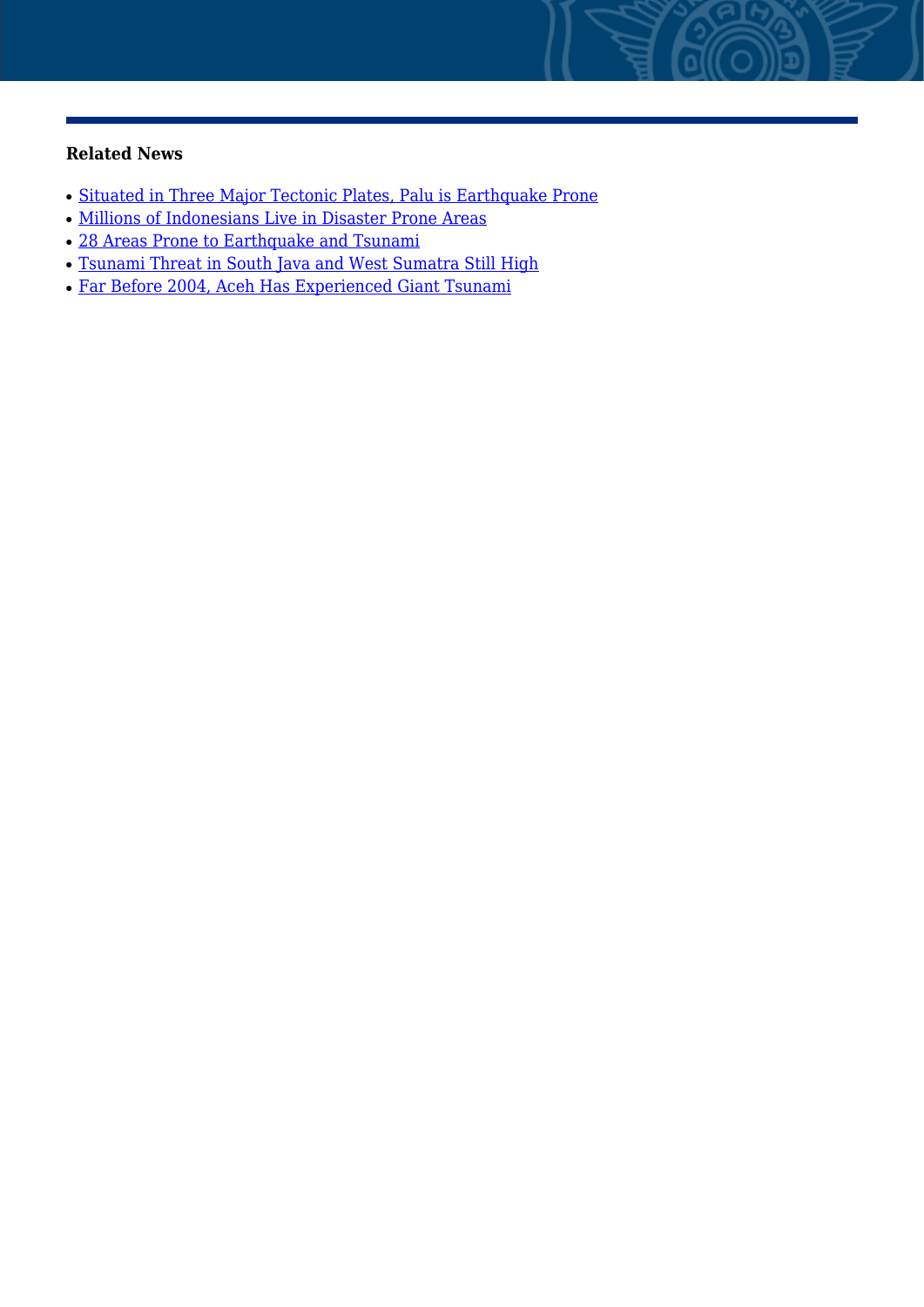**Related News**

- Situated in Three Major Tectonic Plates, Palu is Earthquake Prone
- Millions of Indonesians Live in Disaster Prone Areas
- 28 Areas Prone to Earthquake and Tsunami
- Tsunami Threat in South Java and West Sumatra Still High
- Far Before 2004, Aceh Has Experienced Giant Tsunami